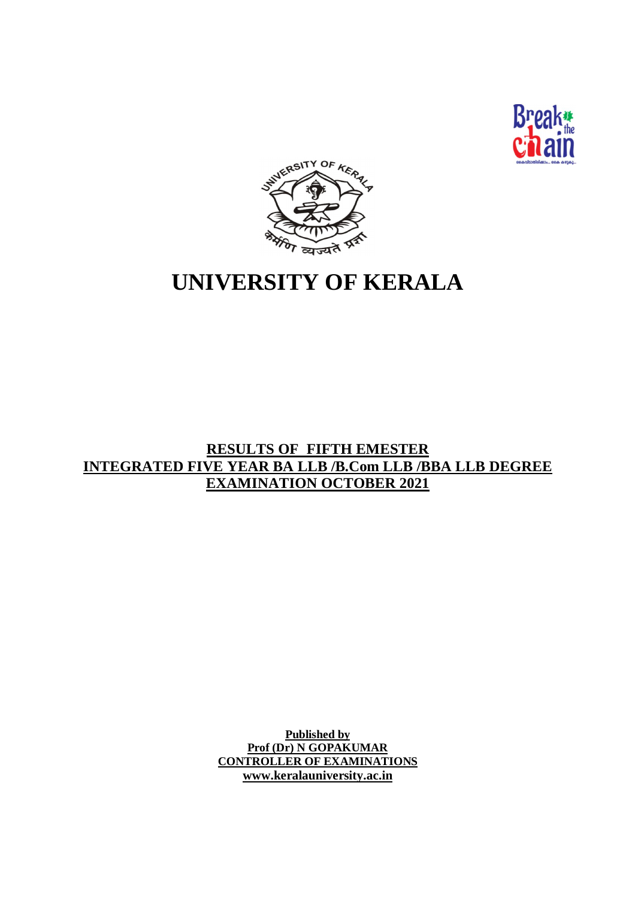# UNIVERSITY OF KERALA

**RESULTS OF FIFTH EMESTER**
**INTEGRATED FIVE YEAR BA LLB /B.Com LLB /BBA LLB DEGREE**
**EXAMINATION OCTOBER 2021**

**Published by**
**Prof (Dr) N GOPAKUMAR**
**CONTROLLER OF EXAMINATIONS**
**www.keralauniversity.ac.in**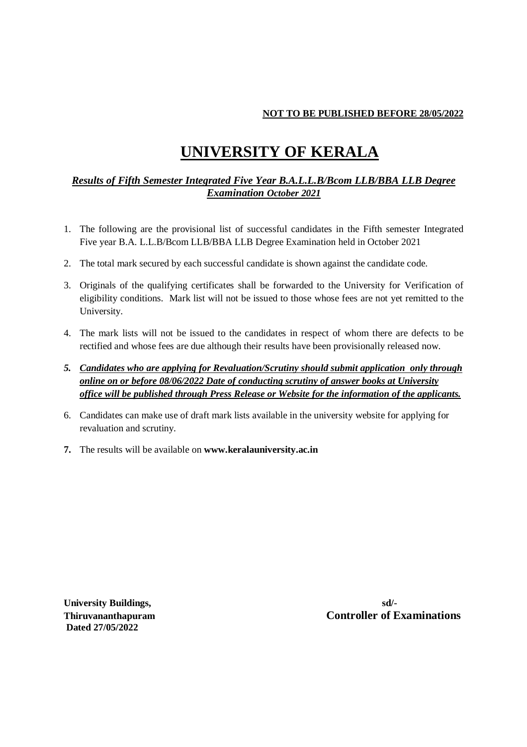**NOT TO BE PUBLISHED BEFORE 28/05/2022**

# UNIVERSITY OF KERALA

***Results of Fifth Semester Integrated Five Year B.A.L.L.B/Bcom LLB/BBA LLB Degree Examination October 2021***

1. The following are the provisional list of successful candidates in the Fifth semester Integrated Five year B.A. L.L.B/Bcom LLB/BBA LLB Degree Examination held in October 2021
2. The total mark secured by each successful candidate is shown against the candidate code.
3. Originals of the qualifying certificates shall be forwarded to the University for Verification of eligibility conditions. Mark list will not be issued to those whose fees are not yet remitted to the University.
4. The mark lists will not be issued to the candidates in respect of whom there are defects to be rectified and whose fees are due although their results have been provisionally released now.
5. ***Candidates who are applying for Revaluation/Scrutiny should submit application only through online on or before 08/06/2022 Date of conducting scrutiny of answer books at University office will be published through Press Release or Website for the information of the applicants.***
6. Candidates can make use of draft mark lists available in the university website for applying for revaluation and scrutiny.
7. The results will be available on **www.keralauniversity.ac.in**

**University Buildings,**
**Thiruvananthapuram**
**Dated 27/05/2022**

**sd/-**
**Controller of Examinations**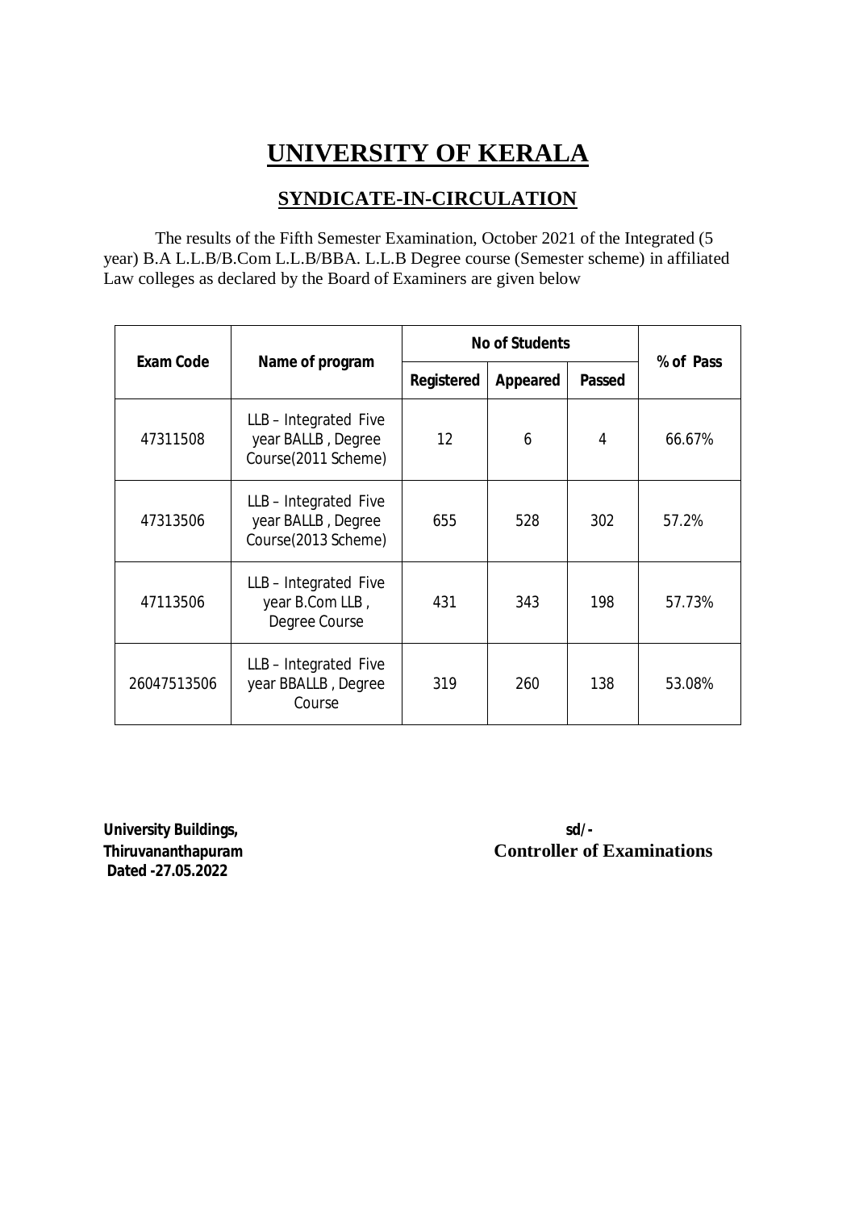# UNIVERSITY OF KERALA

## SYNDICATE-IN-CIRCULATION

The results of the Fifth Semester Examination, October 2021 of the Integrated (5 year) B.A L.L.B/B.Com L.L.B/BBA. L.L.B Degree course (Semester scheme) in affiliated Law colleges as declared by the Board of Examiners are given below

| Exam Code | Name of program | No of Students | | | % of Pass |
|---|---|---|---|---|---|
| | | Registered | Appeared | Passed | |
| 47311508 | LLB – Integrated Five year BALLB , Degree Course(2011 Scheme) | 12 | 6 | 4 | 66.67% |
| 47313506 | LLB – Integrated Five year BALLB , Degree Course(2013 Scheme) | 655 | 528 | 302 | 57.2% |
| 47113506 | LLB – Integrated Five year B.Com LLB , Degree Course | 431 | 343 | 198 | 57.73% |
| 26047513506 | LLB – Integrated Five year BBALLB , Degree Course | 319 | 260 | 138 | 53.08% |

**University Buildings,**
**Thiruvananthapuram**
**Dated -27.05.2022**

**sd/-**
**Controller of Examinations**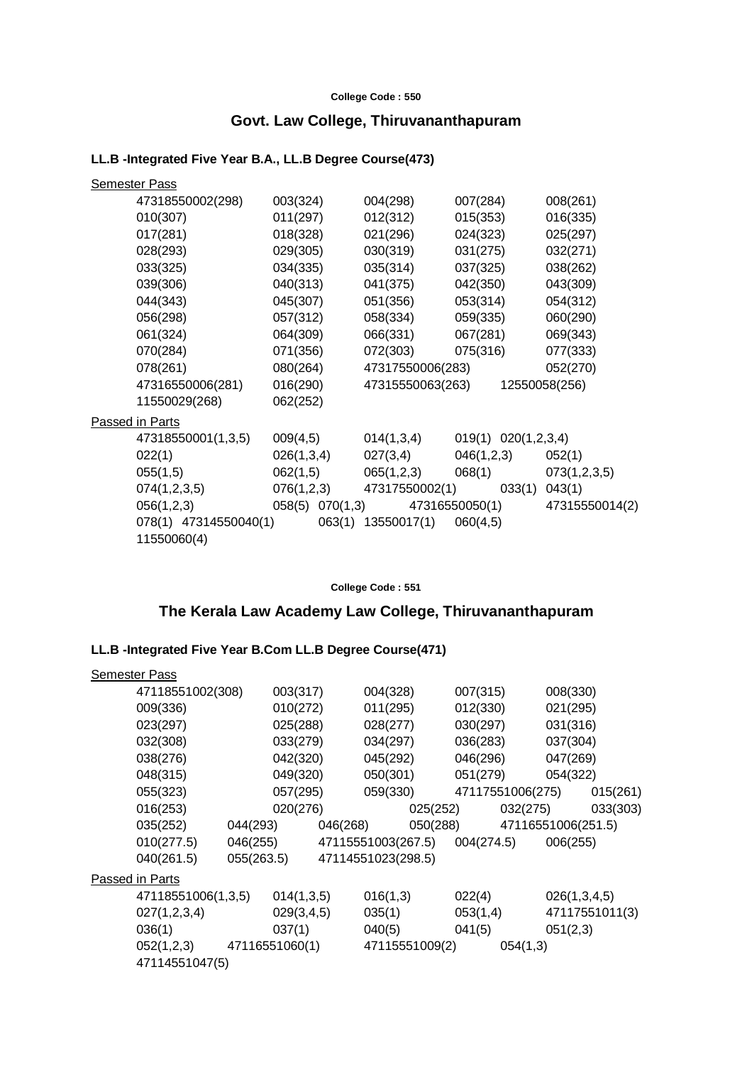College Code : 550

## Govt. Law College, Thiruvananthapuram

### LL.B -Integrated Five Year B.A., LL.B Degree Course(473)

Semester Pass

47318550002(298) 003(324) 004(298) 007(284) 008(261)
010(307) 011(297) 012(312) 015(353) 016(335)
017(281) 018(328) 021(296) 024(323) 025(297)
028(293) 029(305) 030(319) 031(275) 032(271)
033(325) 034(335) 035(314) 037(325) 038(262)
039(306) 040(313) 041(375) 042(350) 043(309)
044(343) 045(307) 051(356) 053(314) 054(312)
056(298) 057(312) 058(334) 059(335) 060(290)
061(324) 064(309) 066(331) 067(281) 069(343)
070(284) 071(356) 072(303) 075(316) 077(333)
078(261) 080(264) 47317550006(283) 052(270)
47316550006(281) 016(290) 47315550063(263) 12550058(256)
11550029(268) 062(252)

Passed in Parts

47318550001(1,3,5) 009(4,5) 014(1,3,4) 019(1) 020(1,2,3,4)
022(1) 026(1,3,4) 027(3,4) 046(1,2,3) 052(1)
055(1,5) 062(1,5) 065(1,2,3) 068(1) 073(1,2,3,5)
074(1,2,3,5) 076(1,2,3) 47317550002(1) 033(1) 043(1)
056(1,2,3) 058(5) 070(1,3) 47316550050(1) 47315550014(2)
078(1) 47314550040(1) 063(1) 13550017(1) 060(4,5)
11550060(4)

College Code : 551

## The Kerala Law Academy Law College, Thiruvananthapuram

### LL.B -Integrated Five Year B.Com LL.B Degree Course(471)

Semester Pass

47118551002(308) 003(317) 004(328) 007(315) 008(330)
009(336) 010(272) 011(295) 012(330) 021(295)
023(297) 025(288) 028(277) 030(297) 031(316)
032(308) 033(279) 034(297) 036(283) 037(304)
038(276) 042(320) 045(292) 046(296) 047(269)
048(315) 049(320) 050(301) 051(279) 054(322)
055(323) 057(295) 059(330) 47117551006(275) 015(261)
016(253) 020(276) 025(252) 032(275) 033(303)
035(252) 044(293) 046(268) 050(288) 47116551006(251.5)
010(277.5) 046(255) 47115551003(267.5) 004(274.5) 006(255)
040(261.5) 055(263.5) 47114551023(298.5)

Passed in Parts

47118551006(1,3,5) 014(1,3,5) 016(1,3) 022(4) 026(1,3,4,5)
027(1,2,3,4) 029(3,4,5) 035(1) 053(1,4) 47117551011(3)
036(1) 037(1) 040(5) 041(5) 051(2,3)
052(1,2,3) 47116551060(1) 47115551009(2) 054(1,3)
47114551047(5)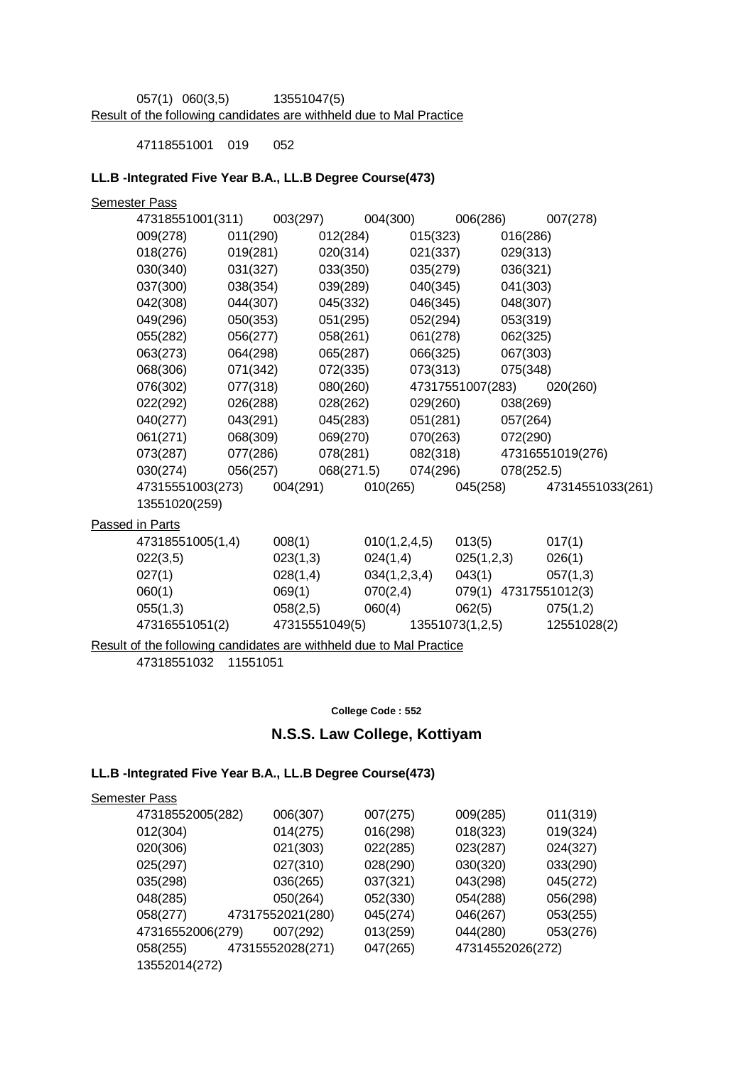057(1) 060(3,5) 13551047(5)

Result of the following candidates are withheld due to Mal Practice

47118551001 019 052

**LL.B -Integrated Five Year B.A., LL.B Degree Course(473)**

Semester Pass

| | | | | |
|---|---|---|---|---|
| 47318551001(311) | 003(297) | 004(300) | 006(286) | 007(278) |
| 009(278) | 011(290) | 012(284) | 015(323) | 016(286) |
| 018(276) | 019(281) | 020(314) | 021(337) | 029(313) |
| 030(340) | 031(327) | 033(350) | 035(279) | 036(321) |
| 037(300) | 038(354) | 039(289) | 040(345) | 041(303) |
| 042(308) | 044(307) | 045(332) | 046(345) | 048(307) |
| 049(296) | 050(353) | 051(295) | 052(294) | 053(319) |
| 055(282) | 056(277) | 058(261) | 061(278) | 062(325) |
| 063(273) | 064(298) | 065(287) | 066(325) | 067(303) |
| 068(306) | 071(342) | 072(335) | 073(313) | 075(348) |
| 076(302) | 077(318) | 080(260) | 47317551007(283) | 020(260) |
| 022(292) | 026(288) | 028(262) | 029(260) | 038(269) |
| 040(277) | 043(291) | 045(283) | 051(281) | 057(264) |
| 061(271) | 068(309) | 069(270) | 070(263) | 072(290) |
| 073(287) | 077(286) | 078(281) | 082(318) | 47316551019(276) |
| 030(274) | 056(257) | 068(271.5) | 074(296) | 078(252.5) |
| 47315551003(273) | 004(291) | 010(265) | 045(258) | 47314551033(261) |
| 13551020(259) | | | | |

Passed in Parts

| | | | | |
|---|---|---|---|---|
| 47318551005(1,4) | 008(1) | 010(1,2,4,5) | 013(5) | 017(1) |
| 022(3,5) | 023(1,3) | 024(1,4) | 025(1,2,3) | 026(1) |
| 027(1) | 028(1,4) | 034(1,2,3,4) | 043(1) | 057(1,3) |
| 060(1) | 069(1) | 070(2,4) | 079(1) | 47317551012(3) |
| 055(1,3) | 058(2,5) | 060(4) | 062(5) | 075(1,2) |
| 47316551051(2) | 47315551049(5) | 13551073(1,2,5) | | 12551028(2) |

Result of the following candidates are withheld due to Mal Practice

47318551032 11551051

**College Code : 552**

## N.S.S. Law College, Kottiyam

**LL.B -Integrated Five Year B.A., LL.B Degree Course(473)**

Semester Pass

| | | | | |
|---|---|---|---|---|
| 47318552005(282) | 006(307) | 007(275) | 009(285) | 011(319) |
| 012(304) | 014(275) | 016(298) | 018(323) | 019(324) |
| 020(306) | 021(303) | 022(285) | 023(287) | 024(327) |
| 025(297) | 027(310) | 028(290) | 030(320) | 033(290) |
| 035(298) | 036(265) | 037(321) | 043(298) | 045(272) |
| 048(285) | 050(264) | 052(330) | 054(288) | 056(298) |
| 058(277) | 47317552021(280) | 045(274) | 046(267) | 053(255) |
| 47316552006(279) | 007(292) | 013(259) | 044(280) | 053(276) |
| 058(255) | 47315552028(271) | 047(265) | 47314552026(272) | |
| 13552014(272) | | | | |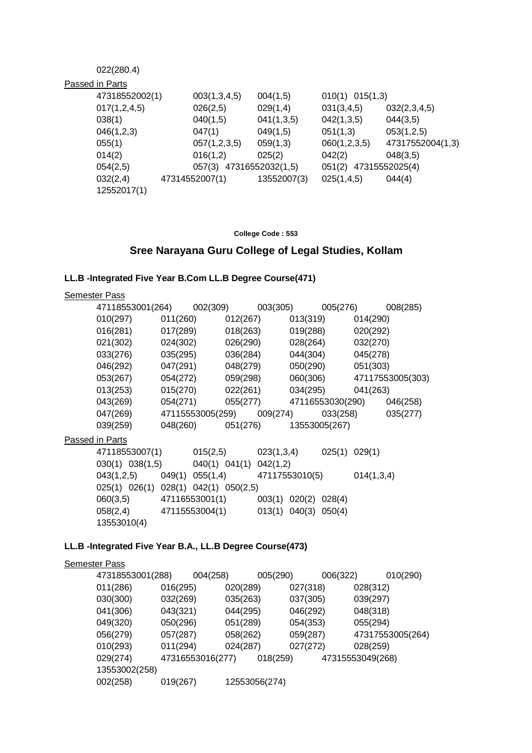022(280.4)

Passed in Parts

47318552002(1) 003(1,3,4,5) 004(1,5) 010(1) 015(1,3)
017(1,2,4,5) 026(2,5) 029(1,4) 031(3,4,5) 032(2,3,4,5)
038(1) 040(1,5) 041(1,3,5) 042(1,3,5) 044(3,5)
046(1,2,3) 047(1) 049(1,5) 051(1,3) 053(1,2,5)
055(1) 057(1,2,3,5) 059(1,3) 060(1,2,3,5) 47317552004(1,3)
014(2) 016(1,2) 025(2) 042(2) 048(3,5)
054(2,5) 057(3) 47316552032(1,5) 051(2) 47315552025(4)
032(2,4) 47314552007(1) 13552007(3) 025(1,4,5) 044(4)
12552017(1)

**College Code : 553**

## Sree Narayana Guru College of Legal Studies, Kollam

### LL.B -Integrated Five Year B.Com LL.B Degree Course(471)

Semester Pass

47118553001(264) 002(309) 003(305) 005(276) 008(285)
010(297) 011(260) 012(267) 013(319) 014(290)
016(281) 017(289) 018(263) 019(288) 020(292)
021(302) 024(302) 026(290) 028(264) 032(270)
033(276) 035(295) 036(284) 044(304) 045(278)
046(292) 047(291) 048(279) 050(290) 051(303)
053(267) 054(272) 059(298) 060(306) 47117553005(303)
013(253) 015(270) 022(261) 034(295) 041(263)
043(269) 054(271) 055(277) 47116553030(290) 046(258)
047(269) 47115553005(259) 009(274) 033(258) 035(277)
039(259) 048(260) 051(276) 13553005(267)

Passed in Parts

47118553007(1) 015(2,5) 023(1,3,4) 025(1) 029(1)
030(1) 038(1,5) 040(1) 041(1) 042(1,2)
043(1,2,5) 049(1) 055(1,4) 47117553010(5) 014(1,3,4)
025(1) 026(1) 028(1) 042(1) 050(2,5)
060(3,5) 47116553001(1) 003(1) 020(2) 028(4)
058(2,4) 47115553004(1) 013(1) 040(3) 050(4)
13553010(4)

### LL.B -Integrated Five Year B.A., LL.B Degree Course(473)

Semester Pass

47318553001(288) 004(258) 005(290) 006(322) 010(290)
011(286) 016(295) 020(289) 027(318) 028(312)
030(300) 032(269) 035(263) 037(305) 039(297)
041(306) 043(321) 044(295) 046(292) 048(318)
049(320) 050(296) 051(289) 054(353) 055(294)
056(279) 057(287) 058(262) 059(287) 47317553005(264)
010(293) 011(294) 024(287) 027(272) 028(259)
029(274) 47316553016(277) 018(259) 47315553049(268)
13553002(258)
002(258) 019(267) 12553056(274)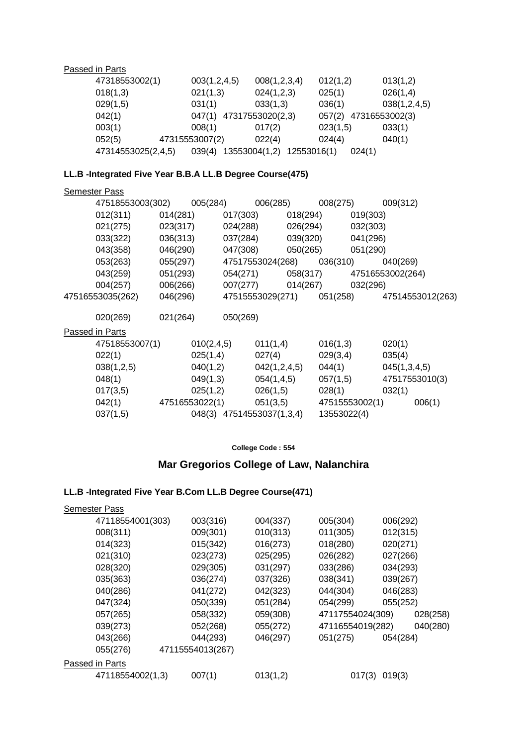Passed in Parts

47318553002(1) 003(1,2,4,5) 008(1,2,3,4) 012(1,2) 013(1,2)
018(1,3) 021(1,3) 024(1,2,3) 025(1) 026(1,4)
029(1,5) 031(1) 033(1,3) 036(1) 038(1,2,4,5)
042(1) 047(1) 47317553020(2,3) 057(2) 47316553002(3)
003(1) 008(1) 017(2) 023(1,5) 033(1)
052(5) 47315553007(2) 022(4) 024(4) 040(1)
47314553025(2,4,5) 039(4) 13553004(1,2) 12553016(1) 024(1)

### LL.B -Integrated Five Year B.B.A LL.B Degree Course(475)

Semester Pass

47518553003(302) 005(284) 006(285) 008(275) 009(312)
012(311) 014(281) 017(303) 018(294) 019(303)
021(275) 023(317) 024(288) 026(294) 032(303)
033(322) 036(313) 037(284) 039(320) 041(296)
043(358) 046(290) 047(308) 050(265) 051(290)
053(263) 055(297) 47517553024(268) 036(310) 040(269)
043(259) 051(293) 054(271) 058(317) 47516553002(264)
004(257) 006(266) 007(277) 014(267) 032(296)
47516553035(262) 046(296) 47515553029(271) 051(258) 47514553012(263)
020(269) 021(264) 050(269)

Passed in Parts

47518553007(1) 010(2,4,5) 011(1,4) 016(1,3) 020(1)
022(1) 025(1,4) 027(4) 029(3,4) 035(4)
038(1,2,5) 040(1,2) 042(1,2,4,5) 044(1) 045(1,3,4,5)
048(1) 049(1,3) 054(1,4,5) 057(1,5) 47517553010(3)
017(3,5) 025(1,2) 026(1,5) 028(1) 032(1)
042(1) 47516553022(1) 051(3,5) 47515553002(1) 006(1)
037(1,5) 048(3) 47514553037(1,3,4) 13553022(4)

**College Code : 554**

## Mar Gregorios College of Law, Nalanchira

### LL.B -Integrated Five Year B.Com LL.B Degree Course(471)

Semester Pass

47118554001(303) 003(316) 004(337) 005(304) 006(292)
008(311) 009(301) 010(313) 011(305) 012(315)
014(323) 015(342) 016(273) 018(280) 020(271)
021(310) 023(273) 025(295) 026(282) 027(266)
028(320) 029(305) 031(297) 033(286) 034(293)
035(363) 036(274) 037(326) 038(341) 039(267)
040(286) 041(272) 042(323) 044(304) 046(283)
047(324) 050(339) 051(284) 054(299) 055(252)
057(265) 058(332) 059(308) 47117554024(309) 028(258)
039(273) 052(268) 055(272) 47116554019(282) 040(280)
043(266) 044(293) 046(297) 051(275) 054(284)
055(276) 47115554013(267)

Passed in Parts

47118554002(1,3) 007(1) 013(1,2) 017(3) 019(3)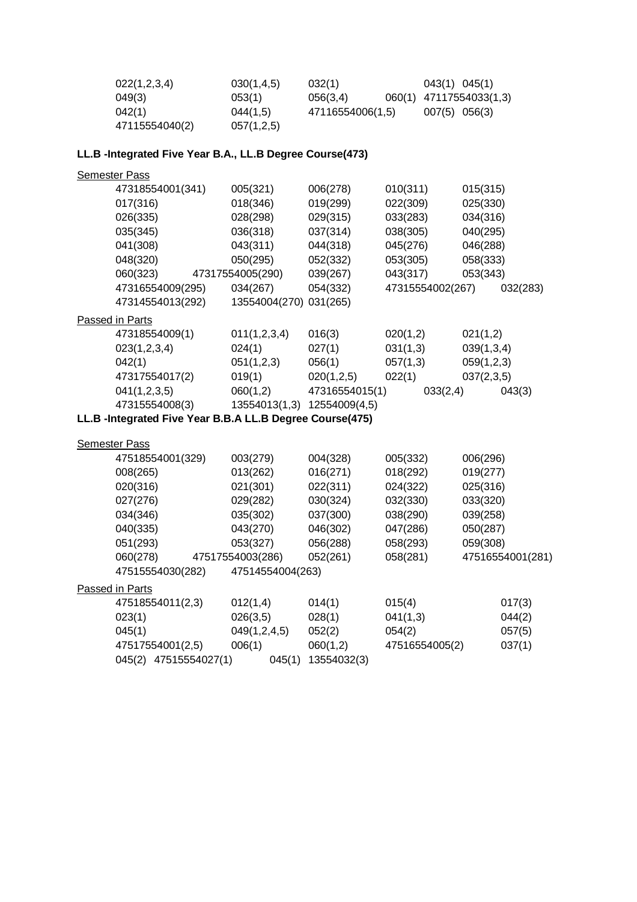022(1,2,3,4)    030(1,4,5)    032(1)    043(1)  045(1)
049(3)    053(1)    056(3,4)    060(1)  47117554033(1,3)
042(1)    044(1,5)    47116554006(1,5)    007(5)  056(3)
47115554040(2)    057(1,2,5)

**LL.B -Integrated Five Year B.A., LL.B Degree Course(473)**

Semester Pass

47318554001(341)    005(321)    006(278)    010(311)    015(315)
017(316)    018(346)    019(299)    022(309)    025(330)
026(335)    028(298)    029(315)    033(283)    034(316)
035(345)    036(318)    037(314)    038(305)    040(295)
041(308)    043(311)    044(318)    045(276)    046(288)
048(320)    050(295)    052(332)    053(305)    058(333)
060(323)    47317554005(290)    039(267)    043(317)    053(343)
47316554009(295)    034(267)    054(332)    47315554002(267)    032(283)
47314554013(292)    13554004(270)  031(265)

Passed in Parts

47318554009(1)    011(1,2,3,4)    016(3)    020(1,2)    021(1,2)
023(1,2,3,4)    024(1)    027(1)    031(1,3)    039(1,3,4)
042(1)    051(1,2,3)    056(1)    057(1,3)    059(1,2,3)
47317554017(2)    019(1)    020(1,2,5)    022(1)    037(2,3,5)
041(1,2,3,5)    060(1,2)    47316554015(1)    033(2,4)    043(3)
47315554008(3)    13554013(1,3)  12554009(4,5)

**LL.B -Integrated Five Year B.B.A LL.B Degree Course(475)**

Semester Pass

47518554001(329)    003(279)    004(328)    005(332)    006(296)
008(265)    013(262)    016(271)    018(292)    019(277)
020(316)    021(301)    022(311)    024(322)    025(316)
027(276)    029(282)    030(324)    032(330)    033(320)
034(346)    035(302)    037(300)    038(290)    039(258)
040(335)    043(270)    046(302)    047(286)    050(287)
051(293)    053(327)    056(288)    058(293)    059(308)
060(278)    47517554003(286)    052(261)    058(281)    47516554001(281)
47515554030(282)    47514554004(263)

Passed in Parts

47518554011(2,3)    012(1,4)    014(1)    015(4)    017(3)
023(1)    026(3,5)    028(1)    041(1,3)    044(2)
045(1)    049(1,2,4,5)    052(2)    054(2)    057(5)
47517554001(2,5)    006(1)    060(1,2)    47516554005(2)    037(1)
045(2)  47515554027(1)    045(1)  13554032(3)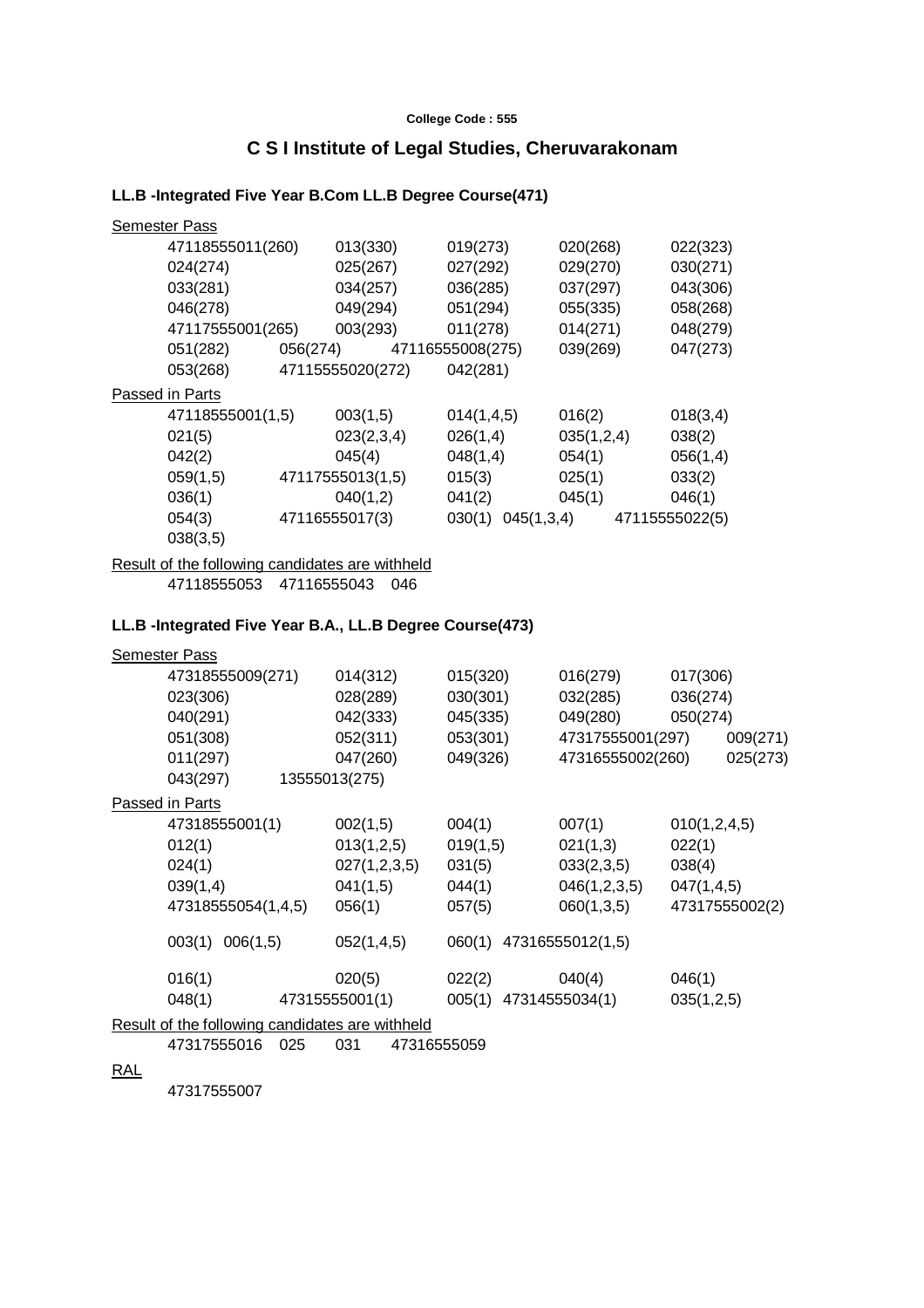College Code : 555

## C S I Institute of Legal Studies, Cheruvarakonam

### LL.B -Integrated Five Year B.Com LL.B Degree Course(471)

Semester Pass

47118555011(260) 013(330) 019(273) 020(268) 022(323)
024(274) 025(267) 027(292) 029(270) 030(271)
033(281) 034(257) 036(285) 037(297) 043(306)
046(278) 049(294) 051(294) 055(335) 058(268)
47117555001(265) 003(293) 011(278) 014(271) 048(279)
051(282) 056(274) 47116555008(275) 039(269) 047(273)
053(268) 47115555020(272) 042(281)

Passed in Parts

47118555001(1,5) 003(1,5) 014(1,4,5) 016(2) 018(3,4)
021(5) 023(2,3,4) 026(1,4) 035(1,2,4) 038(2)
042(2) 045(4) 048(1,4) 054(1) 056(1,4)
059(1,5) 47117555013(1,5) 015(3) 025(1) 033(2)
036(1) 040(1,2) 041(2) 045(1) 046(1)
054(3) 47116555017(3) 030(1) 045(1,3,4) 47115555022(5)
038(3,5)

Result of the following candidates are withheld

47118555053 47116555043 046

### LL.B -Integrated Five Year B.A., LL.B Degree Course(473)

Semester Pass

47318555009(271) 014(312) 015(320) 016(279) 017(306)
023(306) 028(289) 030(301) 032(285) 036(274)
040(291) 042(333) 045(335) 049(280) 050(274)
051(308) 052(311) 053(301) 47317555001(297) 009(271)
011(297) 047(260) 049(326) 47316555002(260) 025(273)
043(297) 13555013(275)

Passed in Parts

47318555001(1) 002(1,5) 004(1) 007(1) 010(1,2,4,5)
012(1) 013(1,2,5) 019(1,5) 021(1,3) 022(1)
024(1) 027(1,2,3,5) 031(5) 033(2,3,5) 038(4)
039(1,4) 041(1,5) 044(1) 046(1,2,3,5) 047(1,4,5)
47318555054(1,4,5) 056(1) 057(5) 060(1,3,5) 47317555002(2)
003(1) 006(1,5) 052(1,4,5) 060(1) 47316555012(1,5)
016(1) 020(5) 022(2) 040(4) 046(1)
048(1) 47315555001(1) 005(1) 47314555034(1) 035(1,2,5)

Result of the following candidates are withheld

47317555016 025 031 47316555059

RAL

47317555007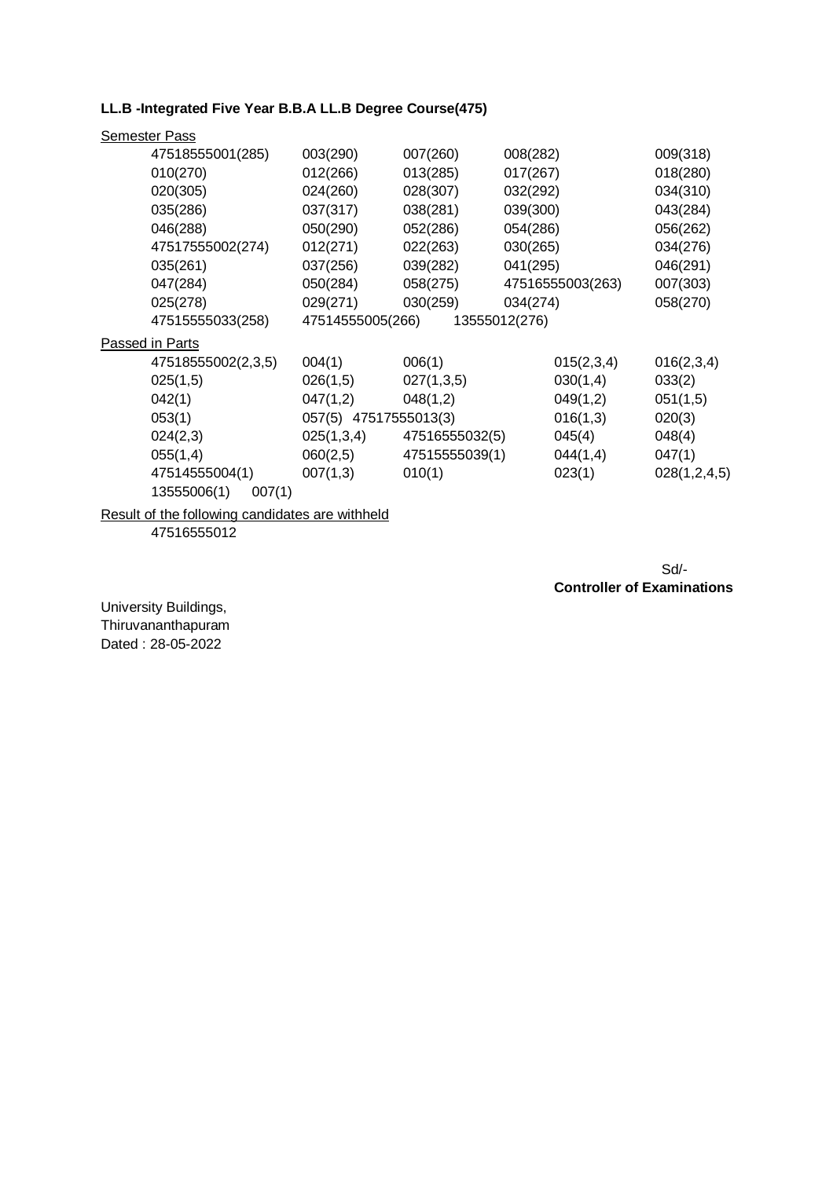**LL.B -Integrated Five Year B.B.A LL.B Degree Course(475)**

Semester Pass

| | | | | |
|---|---|---|---|---|
| 47518555001(285) | 003(290) | 007(260) | 008(282) | 009(318) |
| 010(270) | 012(266) | 013(285) | 017(267) | 018(280) |
| 020(305) | 024(260) | 028(307) | 032(292) | 034(310) |
| 035(286) | 037(317) | 038(281) | 039(300) | 043(284) |
| 046(288) | 050(290) | 052(286) | 054(286) | 056(262) |
| 47517555002(274) | 012(271) | 022(263) | 030(265) | 034(276) |
| 035(261) | 037(256) | 039(282) | 041(295) | 046(291) |
| 047(284) | 050(284) | 058(275) | 47516555003(263) | 007(303) |
| 025(278) | 029(271) | 030(259) | 034(274) | 058(270) |
| 47515555033(258) | 47514555005(266) | 13555012(276) | | |

Passed in Parts

| | | | | |
|---|---|---|---|---|
| 47518555002(2,3,5) | 004(1) | 006(1) | 015(2,3,4) | 016(2,3,4) |
| 025(1,5) | 026(1,5) | 027(1,3,5) | 030(1,4) | 033(2) |
| 042(1) | 047(1,2) | 048(1,2) | 049(1,2) | 051(1,5) |
| 053(1) | 057(5) 47517555013(3) | | 016(1,3) | 020(3) |
| 024(2,3) | 025(1,3,4) | 47516555032(5) | 045(4) | 048(4) |
| 055(1,4) | 060(2,5) | 47515555039(1) | 044(1,4) | 047(1) |
| 47514555004(1) | 007(1,3) | 010(1) | 023(1) | 028(1,2,4,5) |
| 13555006(1) 007(1) | | | | |

Result of the following candidates are withheld

47516555012

Sd/-
**Controller of Examinations**

University Buildings,
Thiruvananthapuram
Dated : 28-05-2022